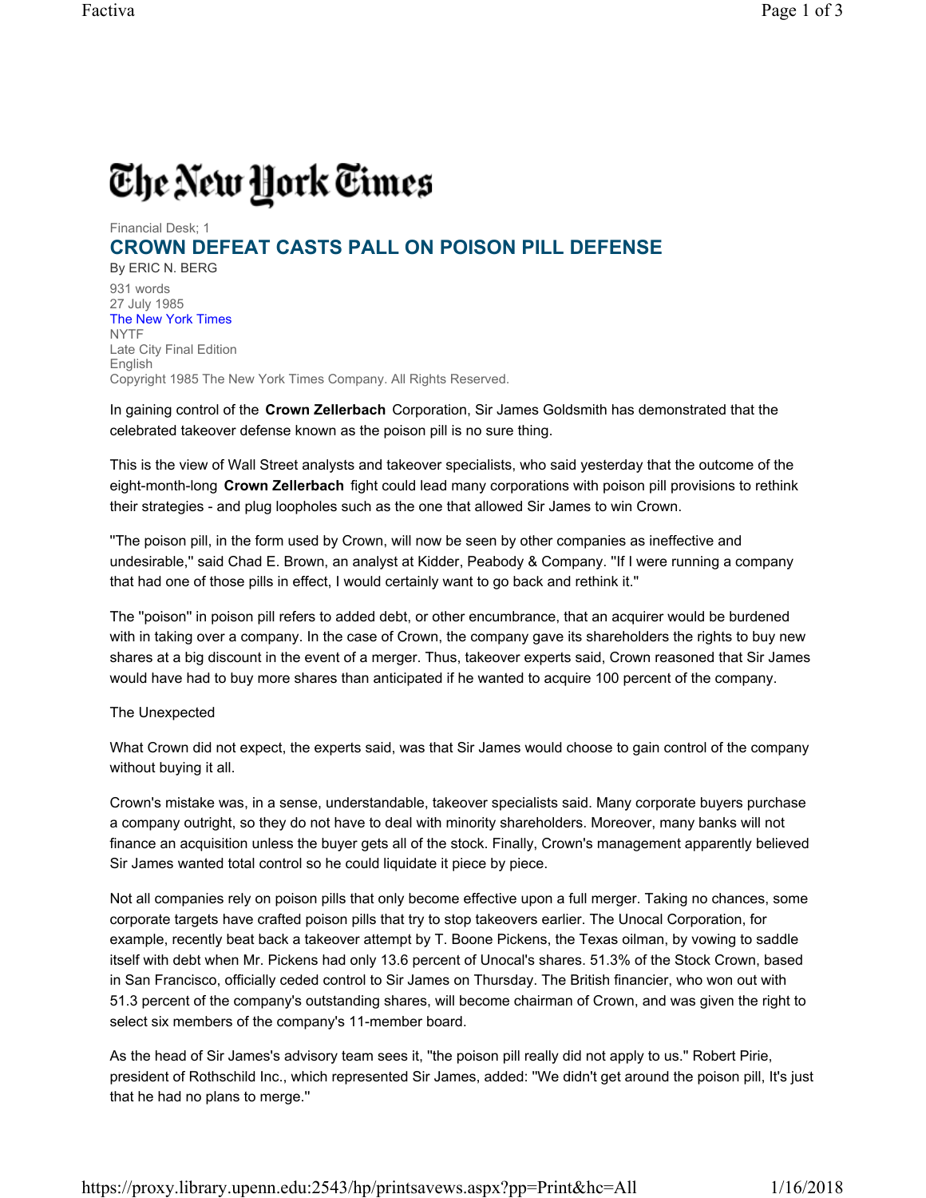# The New York Times

Financial Desk; 1

## CROWN DEFEAT CASTS PALL ON POISON PILL DEFENSE

By ERIC N. BERG

931 words
27 July 1985
The New York Times
NYTF
Late City Final Edition
English
Copyright 1985 The New York Times Company. All Rights Reserved.

In gaining control of the **Crown Zellerbach** Corporation, Sir James Goldsmith has demonstrated that the celebrated takeover defense known as the poison pill is no sure thing.

This is the view of Wall Street analysts and takeover specialists, who said yesterday that the outcome of the eight-month-long **Crown Zellerbach** fight could lead many corporations with poison pill provisions to rethink their strategies - and plug loopholes such as the one that allowed Sir James to win Crown.

''The poison pill, in the form used by Crown, will now be seen by other companies as ineffective and undesirable,'' said Chad E. Brown, an analyst at Kidder, Peabody & Company. ''If I were running a company that had one of those pills in effect, I would certainly want to go back and rethink it.''

The ''poison'' in poison pill refers to added debt, or other encumbrance, that an acquirer would be burdened with in taking over a company. In the case of Crown, the company gave its shareholders the rights to buy new shares at a big discount in the event of a merger. Thus, takeover experts said, Crown reasoned that Sir James would have had to buy more shares than anticipated if he wanted to acquire 100 percent of the company.

The Unexpected

What Crown did not expect, the experts said, was that Sir James would choose to gain control of the company without buying it all.

Crown's mistake was, in a sense, understandable, takeover specialists said. Many corporate buyers purchase a company outright, so they do not have to deal with minority shareholders. Moreover, many banks will not finance an acquisition unless the buyer gets all of the stock. Finally, Crown's management apparently believed Sir James wanted total control so he could liquidate it piece by piece.

Not all companies rely on poison pills that only become effective upon a full merger. Taking no chances, some corporate targets have crafted poison pills that try to stop takeovers earlier. The Unocal Corporation, for example, recently beat back a takeover attempt by T. Boone Pickens, the Texas oilman, by vowing to saddle itself with debt when Mr. Pickens had only 13.6 percent of Unocal's shares. 51.3% of the Stock Crown, based in San Francisco, officially ceded control to Sir James on Thursday. The British financier, who won out with 51.3 percent of the company's outstanding shares, will become chairman of Crown, and was given the right to select six members of the company's 11-member board.

As the head of Sir James's advisory team sees it, ''the poison pill really did not apply to us.'' Robert Pirie, president of Rothschild Inc., which represented Sir James, added: ''We didn't get around the poison pill, It's just that he had no plans to merge.''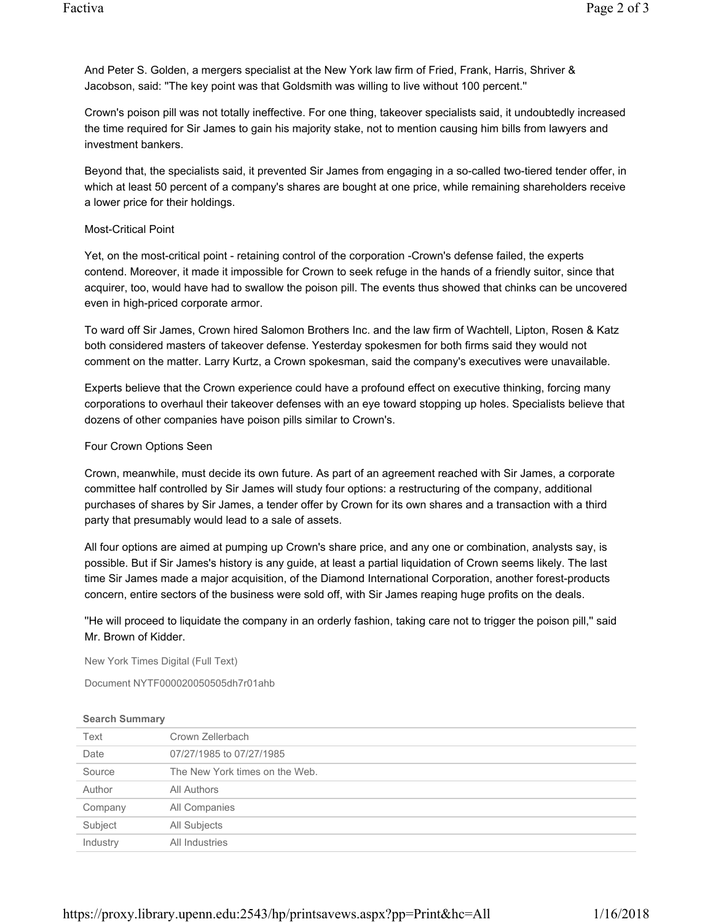And Peter S. Golden, a mergers specialist at the New York law firm of Fried, Frank, Harris, Shriver & Jacobson, said: ''The key point was that Goldsmith was willing to live without 100 percent.''

Crown's poison pill was not totally ineffective. For one thing, takeover specialists said, it undoubtedly increased the time required for Sir James to gain his majority stake, not to mention causing him bills from lawyers and investment bankers.

Beyond that, the specialists said, it prevented Sir James from engaging in a so-called two-tiered tender offer, in which at least 50 percent of a company's shares are bought at one price, while remaining shareholders receive a lower price for their holdings.

### Most-Critical Point

Yet, on the most-critical point - retaining control of the corporation -Crown's defense failed, the experts contend. Moreover, it made it impossible for Crown to seek refuge in the hands of a friendly suitor, since that acquirer, too, would have had to swallow the poison pill. The events thus showed that chinks can be uncovered even in high-priced corporate armor.

To ward off Sir James, Crown hired Salomon Brothers Inc. and the law firm of Wachtell, Lipton, Rosen & Katz both considered masters of takeover defense. Yesterday spokesmen for both firms said they would not comment on the matter. Larry Kurtz, a Crown spokesman, said the company's executives were unavailable.

Experts believe that the Crown experience could have a profound effect on executive thinking, forcing many corporations to overhaul their takeover defenses with an eye toward stopping up holes. Specialists believe that dozens of other companies have poison pills similar to Crown's.

### Four Crown Options Seen

Crown, meanwhile, must decide its own future. As part of an agreement reached with Sir James, a corporate committee half controlled by Sir James will study four options: a restructuring of the company, additional purchases of shares by Sir James, a tender offer by Crown for its own shares and a transaction with a third party that presumably would lead to a sale of assets.

All four options are aimed at pumping up Crown's share price, and any one or combination, analysts say, is possible. But if Sir James's history is any guide, at least a partial liquidation of Crown seems likely. The last time Sir James made a major acquisition, of the Diamond International Corporation, another forest-products concern, entire sectors of the business were sold off, with Sir James reaping huge profits on the deals.

''He will proceed to liquidate the company in an orderly fashion, taking care not to trigger the poison pill,'' said Mr. Brown of Kidder.

New York Times Digital (Full Text)

Document NYTF000020050505dh7r01ahb

**Search Summary**

| | |
|---|---|
| Text | Crown Zellerbach |
| Date | 07/27/1985 to 07/27/1985 |
| Source | The New York times on the Web. |
| Author | All Authors |
| Company | All Companies |
| Subject | All Subjects |
| Industry | All Industries |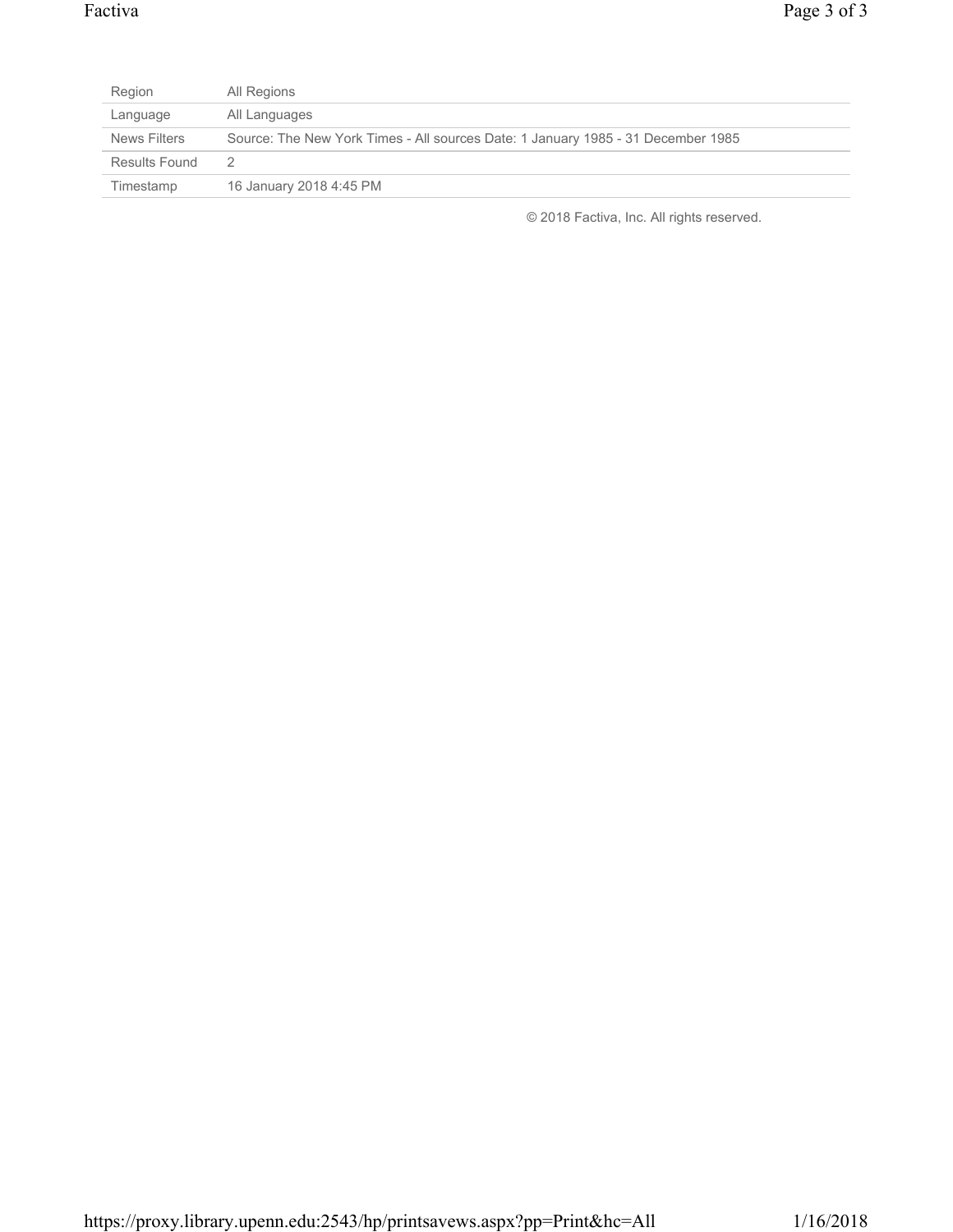| | |
|---|---|
| Region | All Regions |
| Language | All Languages |
| News Filters | Source: The New York Times - All sources Date: 1 January 1985 - 31 December 1985 |
| Results Found | 2 |
| Timestamp | 16 January 2018 4:45 PM |

© 2018 Factiva, Inc. All rights reserved.